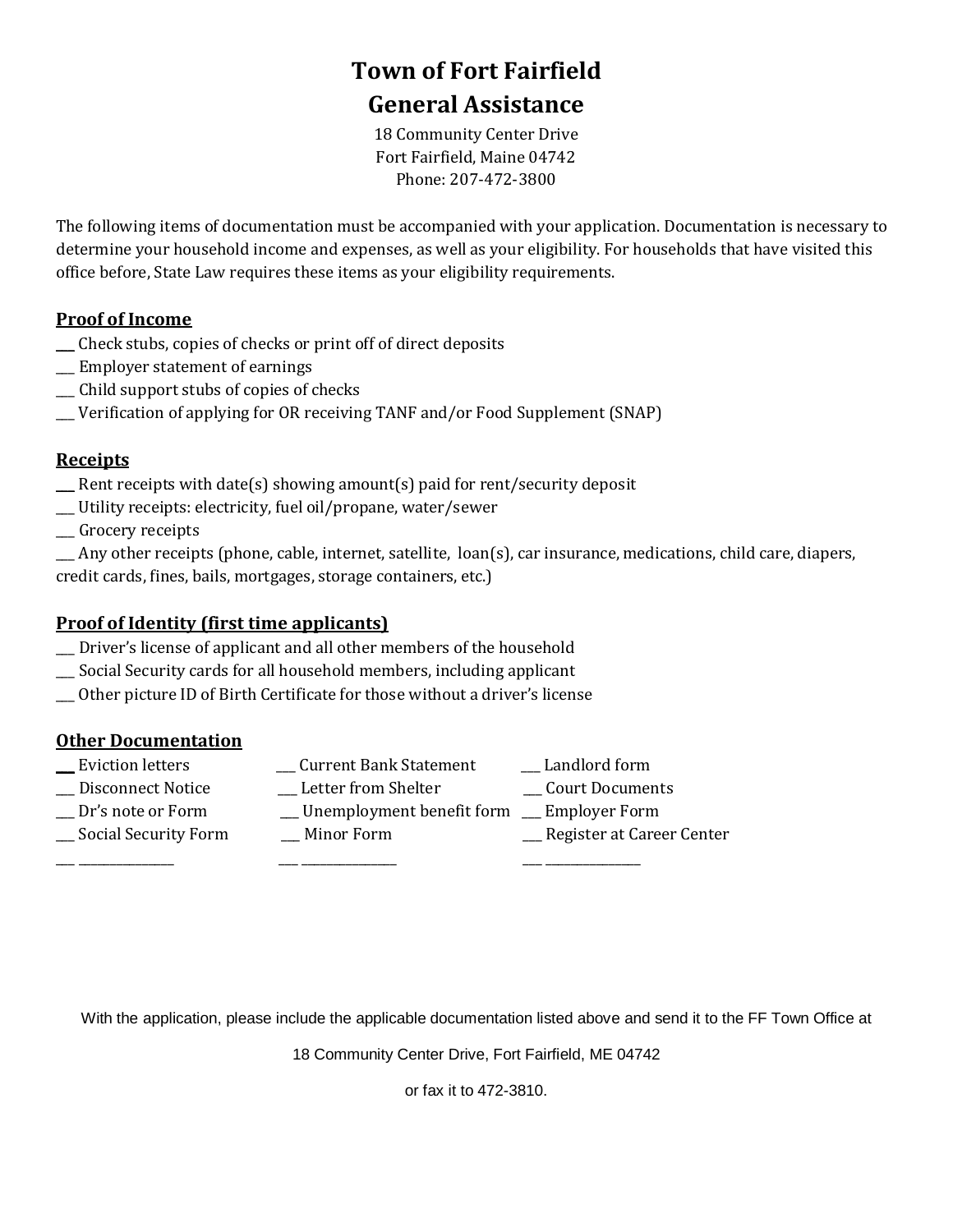# Town of Fort Fairfield
## General Assistance

18 Community Center Drive
Fort Fairfield, Maine 04742
Phone: 207-472-3800

The following items of documentation must be accompanied with your application. Documentation is necessary to determine your household income and expenses, as well as your eligibility. For households that have visited this office before, State Law requires these items as your eligibility requirements.

### Proof of Income

___ Check stubs, copies of checks or print off of direct deposits
___ Employer statement of earnings
___ Child support stubs of copies of checks
___ Verification of applying for OR receiving TANF and/or Food Supplement (SNAP)

### Receipts

___ Rent receipts with date(s) showing amount(s) paid for rent/security deposit
___ Utility receipts: electricity, fuel oil/propane, water/sewer
___ Grocery receipts
___ Any other receipts (phone, cable, internet, satellite, loan(s), car insurance, medications, child care, diapers, credit cards, fines, bails, mortgages, storage containers, etc.)

### Proof of Identity (first time applicants)

___ Driver's license of applicant and all other members of the household
___ Social Security cards for all household members, including applicant
___ Other picture ID of Birth Certificate for those without a driver's license

### Other Documentation

| | | |
|---|---|---|
| ___ Eviction letters | ___ Current Bank Statement | ___ Landlord form |
| ___ Disconnect Notice | ___ Letter from Shelter | ___ Court Documents |
| ___ Dr's note or Form | ___ Unemployment benefit form | ___ Employer Form |
| ___ Social Security Form | ___ Minor Form | ___ Register at Career Center |
| ___ _______________ | ___ _______________ | ___ _______________ |

With the application, please include the applicable documentation listed above and send it to the FF Town Office at

18 Community Center Drive, Fort Fairfield, ME 04742

or fax it to 472-3810.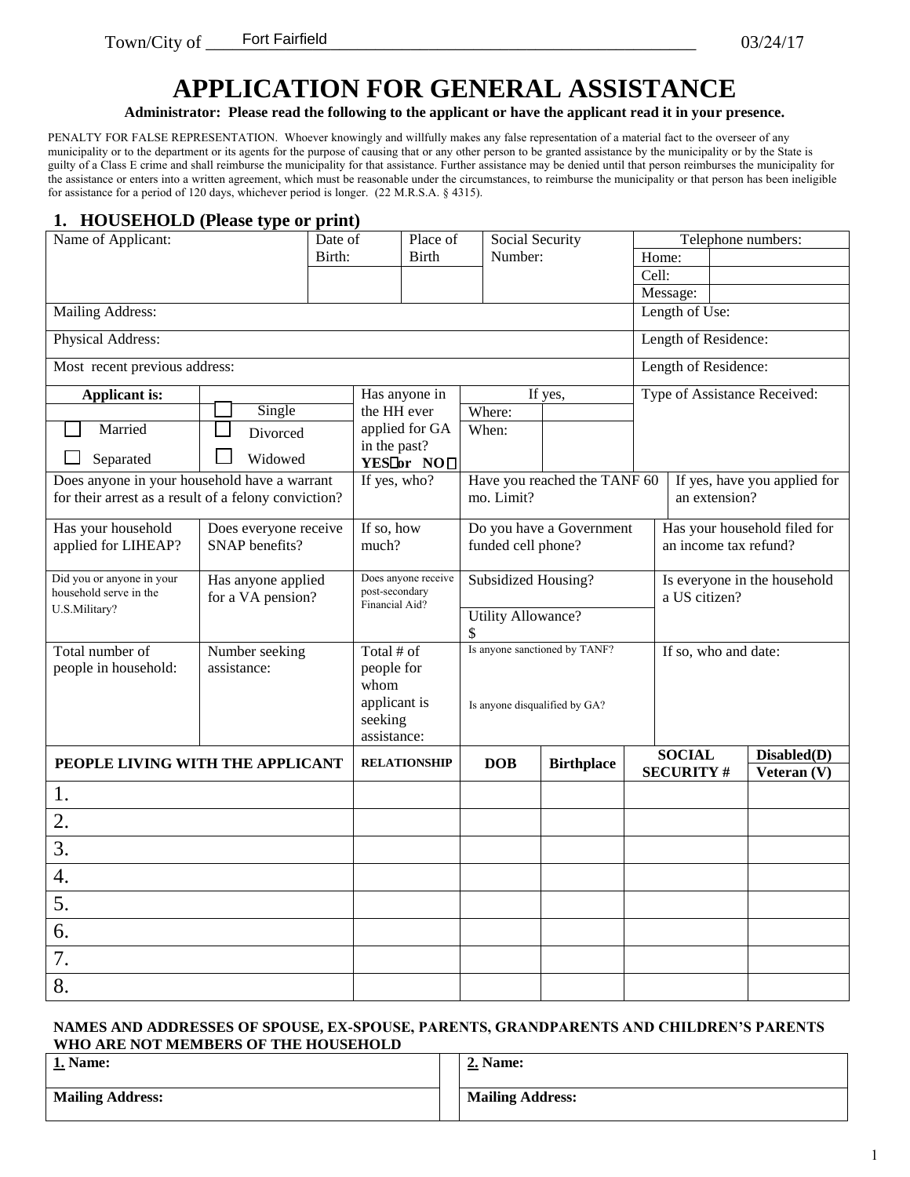Town/City of Fort Fairfield 03/24/17

# APPLICATION FOR GENERAL ASSISTANCE

**Administrator: Please read the following to the applicant or have the applicant read it in your presence.**

PENALTY FOR FALSE REPRESENTATION. Whoever knowingly and willfully makes any false representation of a material fact to the overseer of any municipality or to the department or its agents for the purpose of causing that or any other person to be granted assistance by the municipality or by the State is guilty of a Class E crime and shall reimburse the municipality for that assistance. Further assistance may be denied until that person reimburses the municipality for the assistance or enters into a written agreement, which must be reasonable under the circumstances, to reimburse the municipality or that person has been ineligible for assistance for a period of 120 days, whichever period is longer. (22 M.R.S.A. § 4315).

## 1. HOUSEHOLD (Please type or print)

| Name of Applicant: | Date of Birth: | Place of Birth | Social Security Number: | Telephone numbers: |
|---|---|---|---|---|
| | | | | Home: |
| | | | | Cell: |
| | | | | Message: |
| Mailing Address: | | | | Length of Use: |
| Physical Address: | | | | Length of Residence: |
| Most recent previous address: | | | | Length of Residence: |

| **Applicant is:** | | Has anyone in the HH ever applied for GA in the past? **YES** ☐ or **NO** ☐ | If yes, Where: / When: | Type of Assistance Received: |
|---|---|---|---|---|
| ☐ Married | ☐ Single | | | |
| ☐ Separated | ☐ Divorced | | | |
| | ☐ Widowed | | | |

| Does anyone in your household have a warrant for their arrest as a result of a felony conviction? | If yes, who? | Have you reached the TANF 60 mo. Limit? | If yes, have you applied for an extension? |
|---|---|---|---|

| Has your household applied for LIHEAP? | Does everyone receive SNAP benefits? | If so, how much? | Do you have a Government funded cell phone? | Has your household filed for an income tax refund? |
|---|---|---|---|---|
| Did you or anyone in your household serve in the U.S.Military? | Has anyone applied for a VA pension? | Does anyone receive post-secondary Financial Aid? | Subsidized Housing? / Utility Allowance? $ | Is everyone in the household a US citizen? |
| Total number of people in household: | Number seeking assistance: | Total # of people for whom applicant is seeking assistance: | Is anyone sanctioned by TANF? / Is anyone disqualified by GA? | If so, who and date: |

| PEOPLE LIVING WITH THE APPLICANT | RELATIONSHIP | DOB | Birthplace | SOCIAL SECURITY # | Disabled(D) Veteran (V) |
|---|---|---|---|---|---|
| 1. | | | | | |
| 2. | | | | | |
| 3. | | | | | |
| 4. | | | | | |
| 5. | | | | | |
| 6. | | | | | |
| 7. | | | | | |
| 8. | | | | | |

**NAMES AND ADDRESSES OF SPOUSE, EX-SPOUSE, PARENTS, GRANDPARENTS AND CHILDREN'S PARENTS WHO ARE NOT MEMBERS OF THE HOUSEHOLD**

| **1. Name:** | **2. Name:** |
|---|---|
| **Mailing Address:** | **Mailing Address:** |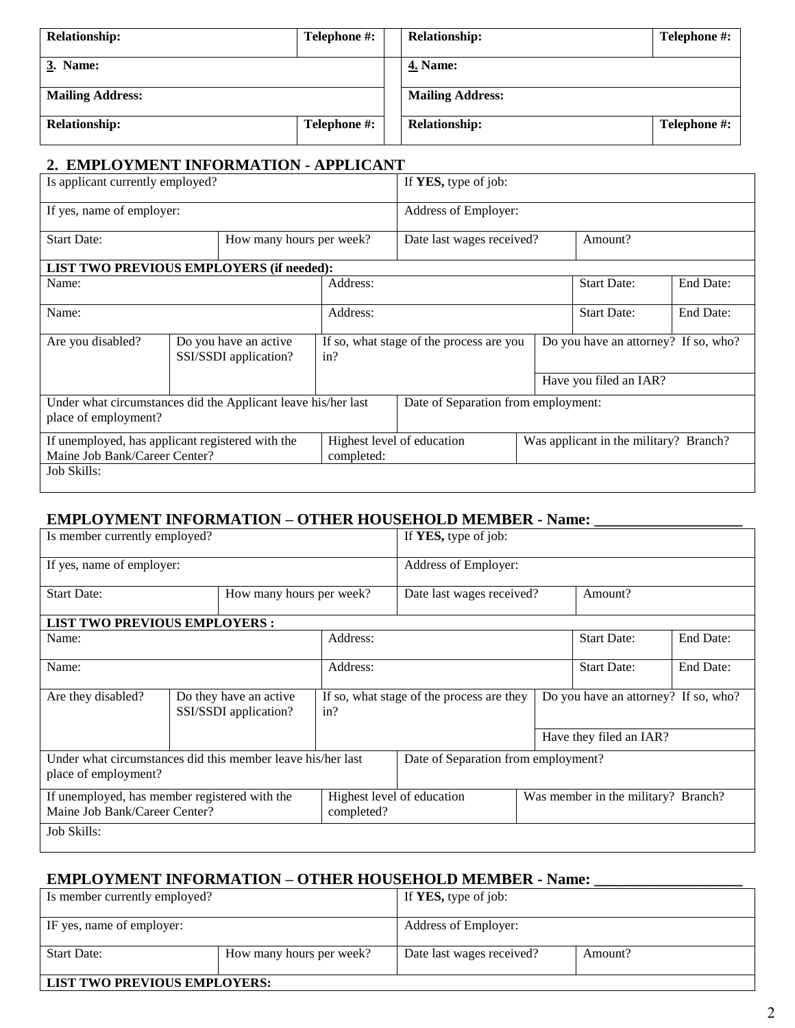| Relationship: | Telephone #: | | Relationship: | Telephone #: |
|---|---|---|---|---|
| **3. Name:** | | | **4. Name:** | |
| **Mailing Address:** | | | **Mailing Address:** | |
| **Relationship:** | **Telephone #:** | | **Relationship:** | **Telephone #:** |

## 2. EMPLOYMENT INFORMATION - APPLICANT

| Is applicant currently employed? | | | If **YES,** type of job: | | |
|---|---|---|---|---|---|
| If yes, name of employer: | | | Address of Employer: | | |
| Start Date: | How many hours per week? | | Date last wages received? | Amount? | |
| **LIST TWO PREVIOUS EMPLOYERS (if needed):** | | | | | |
| Name: | | Address: | | Start Date: | End Date: |
| Name: | | Address: | | Start Date: | End Date: |
| Are you disabled? | Do you have an active SSI/SSDI application? | If so, what stage of the process are you in? | | Do you have an attorney? If so, who? | |
| | | | | Have you filed an IAR? | |
| Under what circumstances did the Applicant leave his/her last place of employment? | | | Date of Separation from employment: | | |
| If unemployed, has applicant registered with the Maine Job Bank/Career Center? | | Highest level of education completed: | | Was applicant in the military? Branch? | |
| Job Skills: | | | | | |

## EMPLOYMENT INFORMATION – OTHER HOUSEHOLD MEMBER - Name: ___________________

| Is member currently employed? | | | If **YES,** type of job: | | |
|---|---|---|---|---|---|
| If yes, name of employer: | | | Address of Employer: | | |
| Start Date: | How many hours per week? | | Date last wages received? | Amount? | |
| **LIST TWO PREVIOUS EMPLOYERS :** | | | | | |
| Name: | | Address: | | Start Date: | End Date: |
| Name: | | Address: | | Start Date: | End Date: |
| Are they disabled? | Do they have an active SSI/SSDI application? | If so, what stage of the process are they in? | | Do you have an attorney? If so, who? | |
| | | | | Have they filed an IAR? | |
| Under what circumstances did this member leave his/her last place of employment? | | | Date of Separation from employment? | | |
| If unemployed, has member registered with the Maine Job Bank/Career Center? | | Highest level of education completed? | | Was member in the military? Branch? | |
| Job Skills: | | | | | |

## EMPLOYMENT INFORMATION – OTHER HOUSEHOLD MEMBER - Name: ___________________

| Is member currently employed? | | If **YES,** type of job: | |
|---|---|---|---|
| IF yes, name of employer: | | Address of Employer: | |
| Start Date: | How many hours per week? | Date last wages received? | Amount? |
| **LIST TWO PREVIOUS EMPLOYERS:** | | | |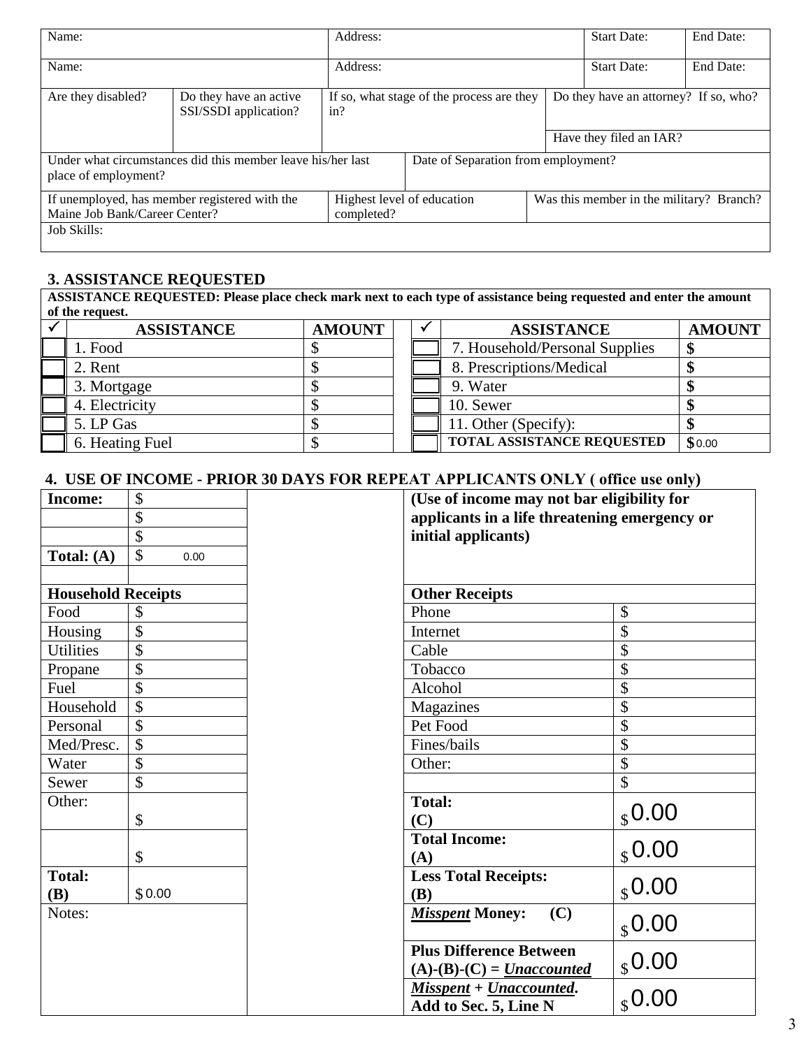| Name: | | Address: | | Start Date: | End Date: |
|---|---|---|---|---|---|
| Name: | | Address: | | Start Date: | End Date: |

| Are they disabled? | Do they have an active SSI/SSDI application? | If so, what stage of the process are they in? | Do they have an attorney? If so, who? |
|---|---|---|---|
| | | | Have they filed an IAR? |

| Under what circumstances did this member leave his/her last place of employment? | Date of Separation from employment? |
|---|---|

| If unemployed, has member registered with the Maine Job Bank/Career Center? | Highest level of education completed? | Was this member in the military? Branch? |
|---|---|---|
| Job Skills: | | |

## 3. ASSISTANCE REQUESTED

**ASSISTANCE REQUESTED: Please place check mark next to each type of assistance being requested and enter the amount of the request.**

| ✓ | ASSISTANCE | AMOUNT | ✓ | ASSISTANCE | AMOUNT |
|---|---|---|---|---|---|
| ☐ | 1. Food | $ | ☐ | 7. Household/Personal Supplies | $ |
| ☐ | 2. Rent | $ | ☐ | 8. Prescriptions/Medical | $ |
| ☐ | 3. Mortgage | $ | ☐ | 9. Water | $ |
| ☐ | 4. Electricity | $ | ☐ | 10. Sewer | $ |
| ☐ | 5. LP Gas | $ | ☐ | 11. Other (Specify): | $ |
| ☐ | 6. Heating Fuel | $ | ☐ | **TOTAL ASSISTANCE REQUESTED** | $0.00 |

## 4. USE OF INCOME - PRIOR 30 DAYS FOR REPEAT APPLICANTS ONLY ( office use only)

| **Income:** | $ | **(Use of income may not bar eligibility for applicants in a life threatening emergency or initial applicants)** | |
|---|---|---|---|
| | $ | | |
| | $ | | |
| **Total: (A)** | $ 0.00 | | |
| | | | |
| **Household Receipts** | | **Other Receipts** | |
| Food | $ | Phone | $ |
| Housing | $ | Internet | $ |
| Utilities | $ | Cable | $ |
| Propane | $ | Tobacco | $ |
| Fuel | $ | Alcohol | $ |
| Household | $ | Magazines | $ |
| Personal | $ | Pet Food | $ |
| Med/Presc. | $ | Fines/bails | $ |
| Water | $ | Other: | $ |
| Sewer | $ | | $ |
| Other: | $ | **Total: (C)** | $ 0.00 |
| | $ | **Total Income: (A)** | $ 0.00 |
| **Total: (B)** | $0.00 | **Less Total Receipts: (B)** | $ 0.00 |
| Notes: | | ***Misspent* Money: (C)** | $ 0.00 |
| | | **Plus Difference Between (A)-(B)-(C) = *Unaccounted*** | $ 0.00 |
| | | ***Misspent* + *Unaccounted*. Add to Sec. 5, Line N** | $ 0.00 |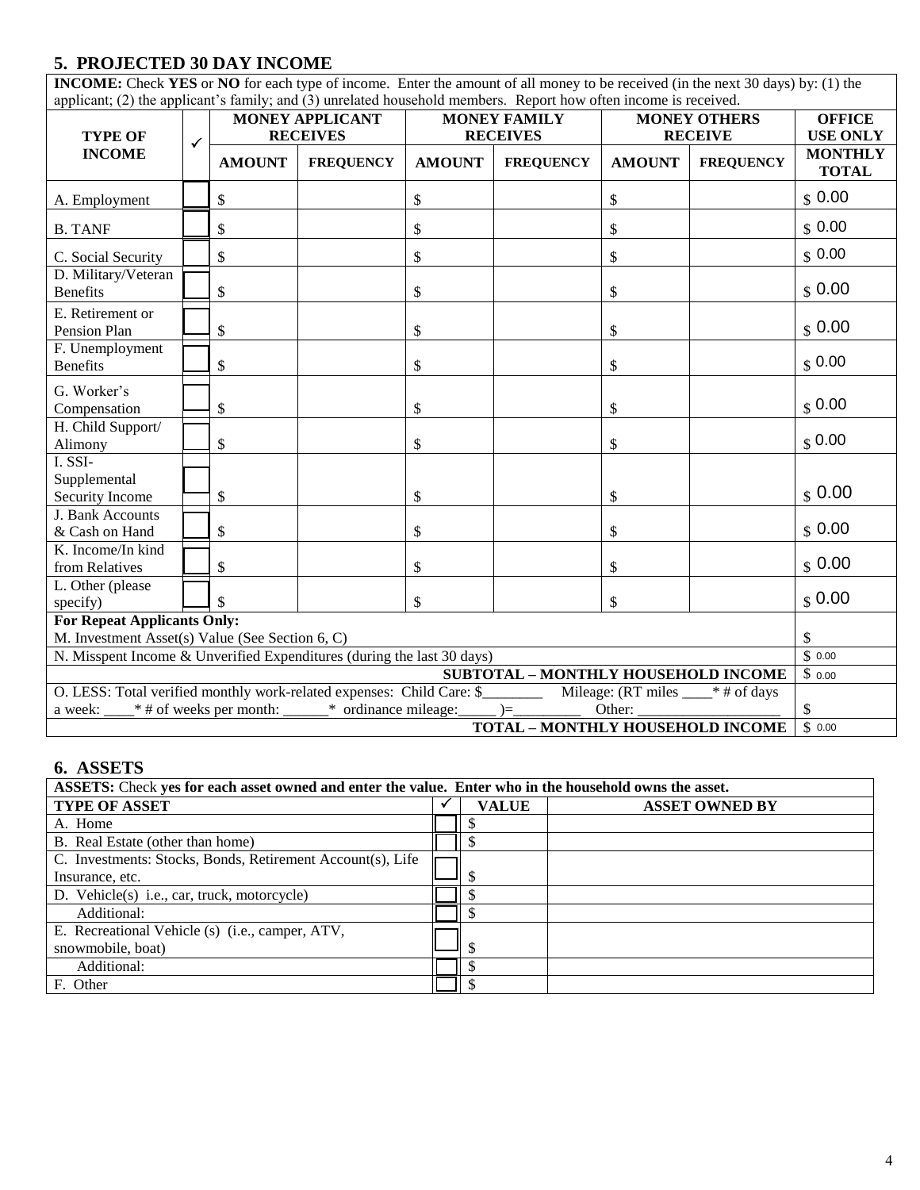## 5. PROJECTED 30 DAY INCOME

**INCOME:** Check **YES** or **NO** for each type of income. Enter the amount of all money to be received (in the next 30 days) by: (1) the applicant; (2) the applicant's family; and (3) unrelated household members. Report how often income is received.

| TYPE OF INCOME | ✓ | MONEY APPLICANT RECEIVES | | MONEY FAMILY RECEIVES | | MONEY OTHERS RECEIVE | | OFFICE USE ONLY |
|---|---|---|---|---|---|---|---|---|
| | | AMOUNT | FREQUENCY | AMOUNT | FREQUENCY | AMOUNT | FREQUENCY | MONTHLY TOTAL |
| A. Employment | | $ | | $ | | $ | | $ 0.00 |
| B. TANF | | $ | | $ | | $ | | $ 0.00 |
| C. Social Security | | $ | | $ | | $ | | $ 0.00 |
| D. Military/Veteran Benefits | | $ | | $ | | $ | | $ 0.00 |
| E. Retirement or Pension Plan | | $ | | $ | | $ | | $ 0.00 |
| F. Unemployment Benefits | | $ | | $ | | $ | | $ 0.00 |
| G. Worker's Compensation | | $ | | $ | | $ | | $ 0.00 |
| H. Child Support/ Alimony | | $ | | $ | | $ | | $ 0.00 |
| I. SSI-Supplemental Security Income | | $ | | $ | | $ | | $ 0.00 |
| J. Bank Accounts & Cash on Hand | | $ | | $ | | $ | | $ 0.00 |
| K. Income/In kind from Relatives | | $ | | $ | | $ | | $ 0.00 |
| L. Other (please specify) | | $ | | $ | | $ | | $ 0.00 |
| **For Repeat Applicants Only:** | | | | | | | | |
| M. Investment Asset(s) Value (See Section 6, C) | | | | | | | | $ |
| N. Misspent Income & Unverified Expenditures (during the last 30 days) | | | | | | | | $ 0.00 |
| | | | | | | | **SUBTOTAL – MONTHLY HOUSEHOLD INCOME** | $ 0.00 |
| O. LESS: Total verified monthly work-related expenses: Child Care: $________ Mileage: (RT miles ____* # of days a week: ____* # of weeks per month: ______* ordinance mileage:_____ )=_________ Other: ___________________ | | | | | | | | $ |
| | | | | | | | **TOTAL – MONTHLY HOUSEHOLD INCOME** | $ 0.00 |

## 6. ASSETS

**ASSETS:** Check **yes for each asset owned and enter the value. Enter who in the household owns the asset.**

| TYPE OF ASSET | ✓ | VALUE | ASSET OWNED BY |
|---|---|---|---|
| A. Home | | $ | |
| B. Real Estate (other than home) | | $ | |
| C. Investments: Stocks, Bonds, Retirement Account(s), Life Insurance, etc. | | $ | |
| D. Vehicle(s) i.e., car, truck, motorcycle) | | $ | |
| Additional: | | $ | |
| E. Recreational Vehicle (s) (i.e., camper, ATV, snowmobile, boat) | | $ | |
| Additional: | | $ | |
| F. Other | | $ | |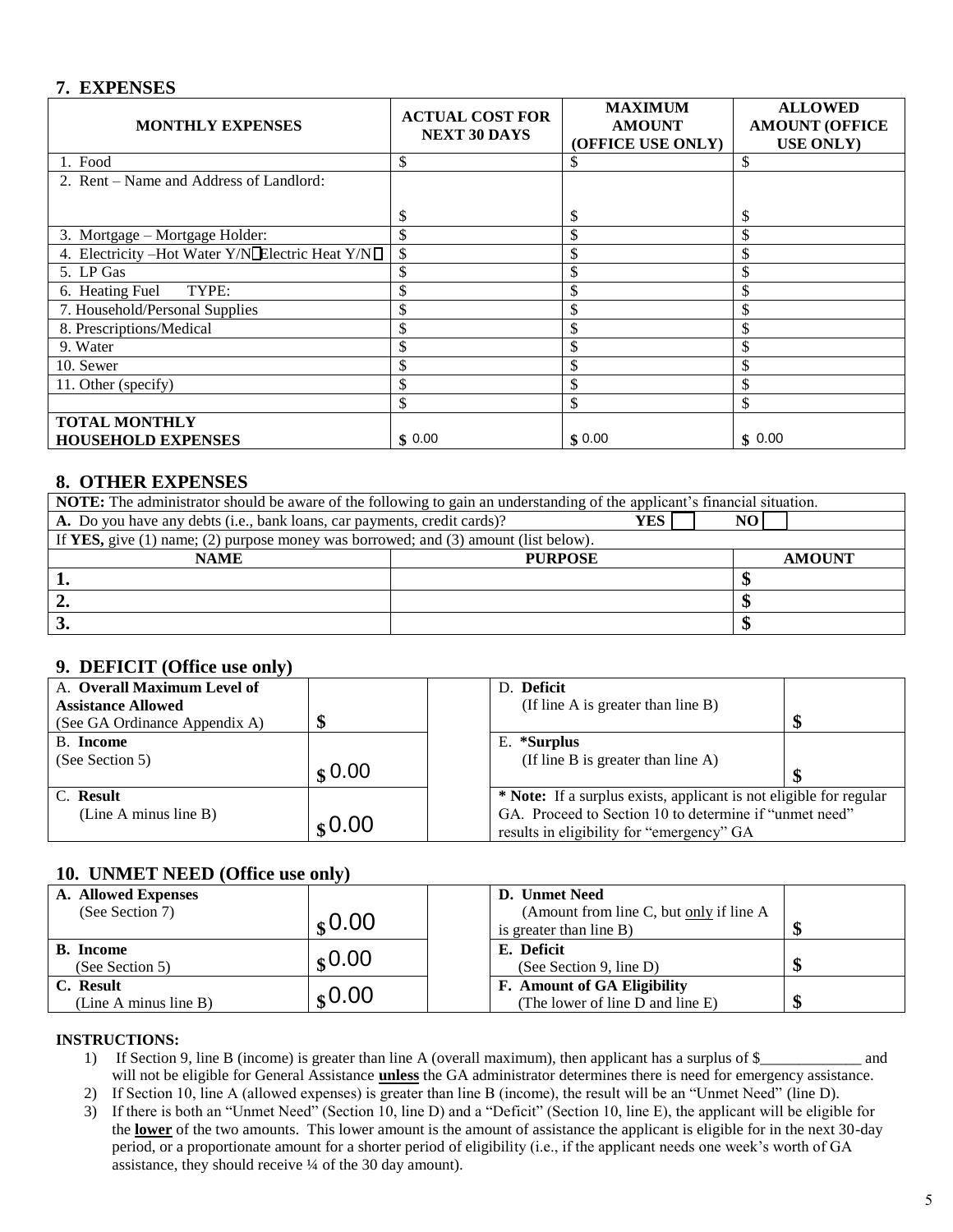## 7. EXPENSES

| MONTHLY EXPENSES | ACTUAL COST FOR NEXT 30 DAYS | MAXIMUM AMOUNT (OFFICE USE ONLY) | ALLOWED AMOUNT (OFFICE USE ONLY) |
|---|---|---|---|
| 1. Food | $ | $ | $ |
| 2. Rent – Name and Address of Landlord: | $ | $ | $ |
| 3. Mortgage – Mortgage Holder: | $ | $ | $ |
| 4. Electricity –Hot Water Y/N ☐ Electric Heat Y/N ☐ | $ | $ | $ |
| 5. LP Gas | $ | $ | $ |
| 6. Heating Fuel TYPE: | $ | $ | $ |
| 7. Household/Personal Supplies | $ | $ | $ |
| 8. Prescriptions/Medical | $ | $ | $ |
| 9. Water | $ | $ | $ |
| 10. Sewer | $ | $ | $ |
| 11. Other (specify) | $ | $ | $ |
| | $ | $ | $ |
| **TOTAL MONTHLY HOUSEHOLD EXPENSES** | **$** 0.00 | **$** 0.00 | **$** 0.00 |

## 8. OTHER EXPENSES

**NOTE:** The administrator should be aware of the following to gain an understanding of the applicant's financial situation.

**A.** Do you have any debts (i.e., bank loans, car payments, credit cards)? **YES** ☐ **NO** ☐

If **YES,** give (1) name; (2) purpose money was borrowed; and (3) amount (list below).

| NAME | PURPOSE | AMOUNT |
|---|---|---|
| **1.** | | **$** |
| **2.** | | **$** |
| **3.** | | **$** |

## 9. DEFICIT (Office use only)

| | | | |
|---|---|---|---|
| A. **Overall Maximum Level of Assistance Allowed** (See GA Ordinance Appendix A) | **$** | D. **Deficit** (If line A is greater than line B) | **$** |
| B. **Income** (See Section 5) | $ 0.00 | E. **\*Surplus** (If line B is greater than line A) | **$** |
| C. **Result** (Line A minus line B) | $ 0.00 | **\* Note:** If a surplus exists, applicant is not eligible for regular GA. Proceed to Section 10 to determine if "unmet need" results in eligibility for "emergency" GA | |

## 10. UNMET NEED (Office use only)

| | | | |
|---|---|---|---|
| **A. Allowed Expenses** (See Section 7) | $ 0.00 | **D. Unmet Need** (Amount from line C, but only if line A is greater than line B) | **$** |
| **B. Income** (See Section 5) | $ 0.00 | **E. Deficit** (See Section 9, line D) | **$** |
| **C. Result** (Line A minus line B) | $ 0.00 | **F. Amount of GA Eligibility** (The lower of line D and line E) | **$** |

**INSTRUCTIONS:**

1) If Section 9, line B (income) is greater than line A (overall maximum), then applicant has a surplus of $_____________ and will not be eligible for General Assistance **unless** the GA administrator determines there is need for emergency assistance.
2) If Section 10, line A (allowed expenses) is greater than line B (income), the result will be an "Unmet Need" (line D).
3) If there is both an "Unmet Need" (Section 10, line D) and a "Deficit" (Section 10, line E), the applicant will be eligible for the **lower** of the two amounts. This lower amount is the amount of assistance the applicant is eligible for in the next 30-day period, or a proportionate amount for a shorter period of eligibility (i.e., if the applicant needs one week's worth of GA assistance, they should receive ¼ of the 30 day amount).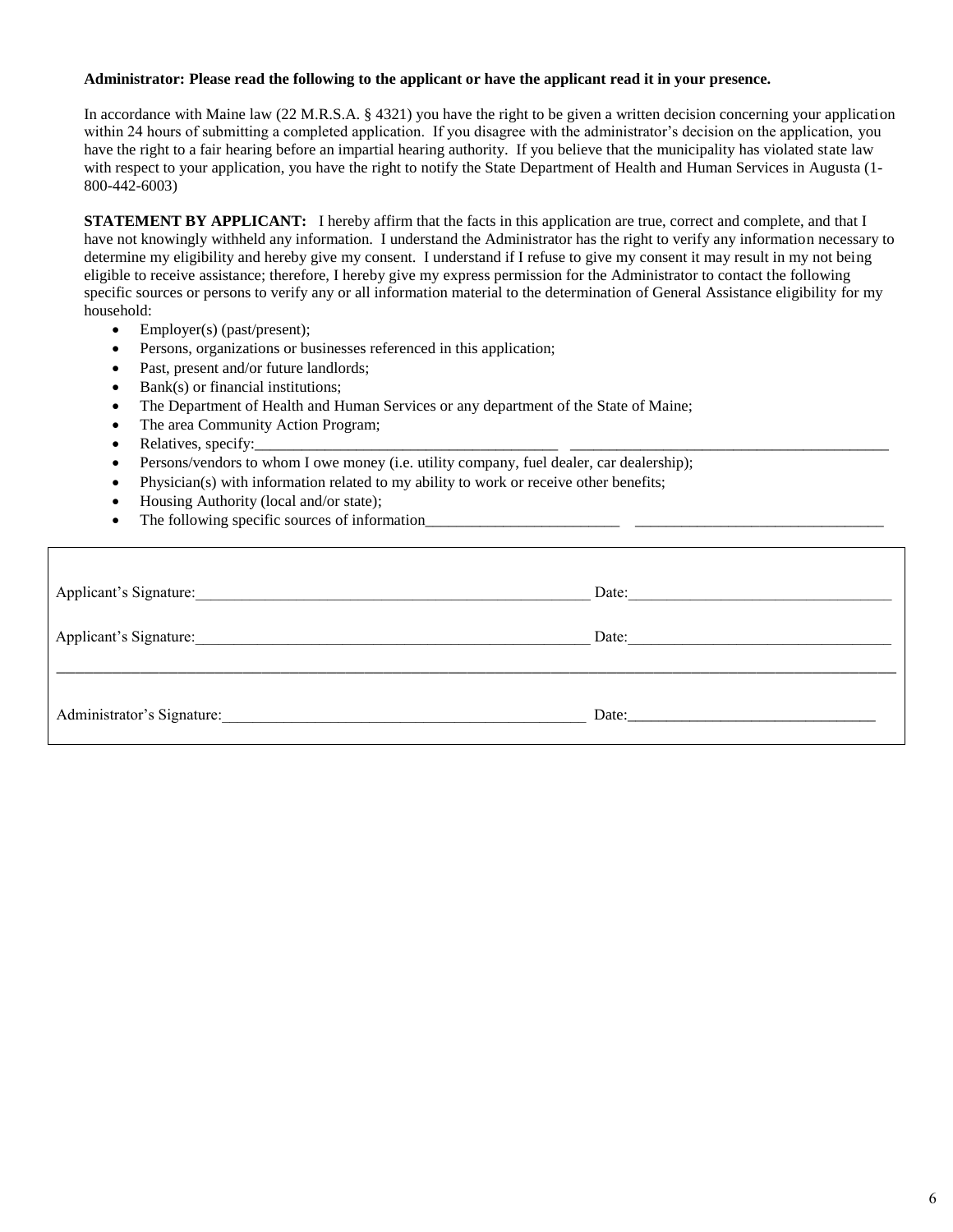**Administrator: Please read the following to the applicant or have the applicant read it in your presence.**

In accordance with Maine law (22 M.R.S.A. § 4321) you have the right to be given a written decision concerning your application within 24 hours of submitting a completed application. If you disagree with the administrator's decision on the application, you have the right to a fair hearing before an impartial hearing authority. If you believe that the municipality has violated state law with respect to your application, you have the right to notify the State Department of Health and Human Services in Augusta (1-800-442-6003)

**STATEMENT BY APPLICANT:** I hereby affirm that the facts in this application are true, correct and complete, and that I have not knowingly withheld any information. I understand the Administrator has the right to verify any information necessary to determine my eligibility and hereby give my consent. I understand if I refuse to give my consent it may result in my not being eligible to receive assistance; therefore, I hereby give my express permission for the Administrator to contact the following specific sources or persons to verify any or all information material to the determination of General Assistance eligibility for my household:

- Employer(s) (past/present);
- Persons, organizations or businesses referenced in this application;
- Past, present and/or future landlords;
- Bank(s) or financial institutions;
- The Department of Health and Human Services or any department of the State of Maine;
- The area Community Action Program;
- Relatives, specify:________________________________________ __________________________________________
- Persons/vendors to whom I owe money (i.e. utility company, fuel dealer, car dealership);
- Physician(s) with information related to my ability to work or receive other benefits;
- Housing Authority (local and/or state);
- The following specific sources of information_________________________ ________________________________

Applicant's Signature:_____________________________________________________ Date:__________________________________

Applicant's Signature:_____________________________________________________ Date:__________________________________

Administrator's Signature:_________________________________________________ Date:_______________________________